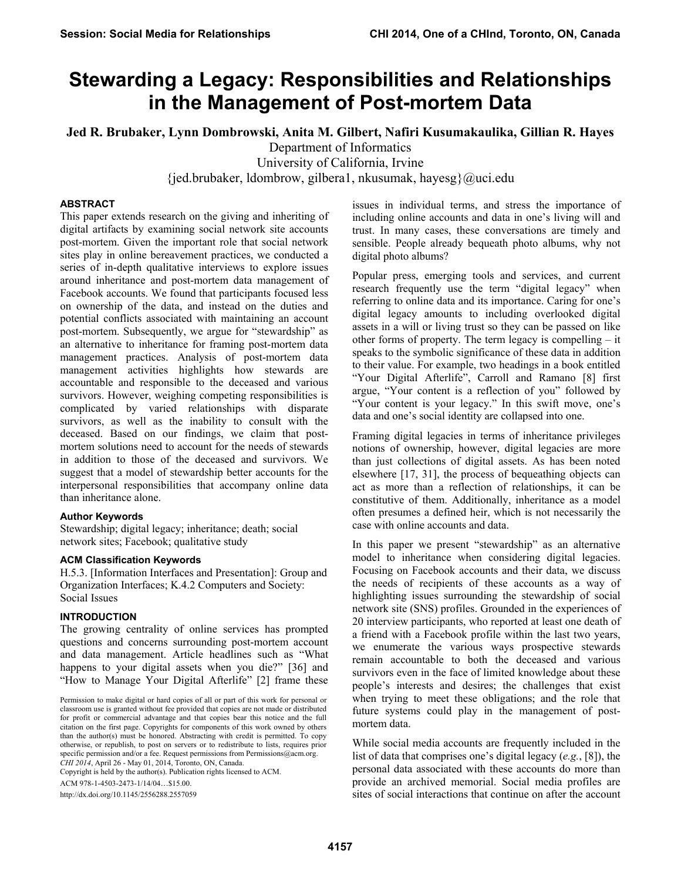# Stewarding a Legacy: Responsibilities and Relationships in the Management of Post-mortem Data

**Jed R. Brubaker, Lynn Dombrowski, Anita M. Gilbert, Nafiri Kusumakaulika, Gillian R. Hayes**

Department of Informatics
University of California, Irvine
{jed.brubaker, ldombrow, gilbera1, nkusumak, hayesg}@uci.edu

## ABSTRACT

This paper extends research on the giving and inheriting of digital artifacts by examining social network site accounts post-mortem. Given the important role that social network sites play in online bereavement practices, we conducted a series of in-depth qualitative interviews to explore issues around inheritance and post-mortem data management of Facebook accounts. We found that participants focused less on ownership of the data, and instead on the duties and potential conflicts associated with maintaining an account post-mortem. Subsequently, we argue for "stewardship" as an alternative to inheritance for framing post-mortem data management practices. Analysis of post-mortem data management activities highlights how stewards are accountable and responsible to the deceased and various survivors. However, weighing competing responsibilities is complicated by varied relationships with disparate survivors, as well as the inability to consult with the deceased. Based on our findings, we claim that post-mortem solutions need to account for the needs of stewards in addition to those of the deceased and survivors. We suggest that a model of stewardship better accounts for the interpersonal responsibilities that accompany online data than inheritance alone.

### Author Keywords

Stewardship; digital legacy; inheritance; death; social network sites; Facebook; qualitative study

### ACM Classification Keywords

H.5.3. [Information Interfaces and Presentation]: Group and Organization Interfaces; K.4.2 Computers and Society: Social Issues

## INTRODUCTION

The growing centrality of online services has prompted questions and concerns surrounding post-mortem account and data management. Article headlines such as "What happens to your digital assets when you die?" [36] and "How to Manage Your Digital Afterlife" [2] frame these issues in individual terms, and stress the importance of including online accounts and data in one's living will and trust. In many cases, these conversations are timely and sensible. People already bequeath photo albums, why not digital photo albums?

Popular press, emerging tools and services, and current research frequently use the term "digital legacy" when referring to online data and its importance. Caring for one's digital legacy amounts to including overlooked digital assets in a will or living trust so they can be passed on like other forms of property. The term legacy is compelling – it speaks to the symbolic significance of these data in addition to their value. For example, two headings in a book entitled "Your Digital Afterlife", Carroll and Ramano [8] first argue, "Your content is a reflection of you" followed by "Your content is your legacy." In this swift move, one's data and one's social identity are collapsed into one.

Framing digital legacies in terms of inheritance privileges notions of ownership, however, digital legacies are more than just collections of digital assets. As has been noted elsewhere [17, 31], the process of bequeathing objects can act as more than a reflection of relationships, it can be constitutive of them. Additionally, inheritance as a model often presumes a defined heir, which is not necessarily the case with online accounts and data.

In this paper we present "stewardship" as an alternative model to inheritance when considering digital legacies. Focusing on Facebook accounts and their data, we discuss the needs of recipients of these accounts as a way of highlighting issues surrounding the stewardship of social network site (SNS) profiles. Grounded in the experiences of 20 interview participants, who reported at least one death of a friend with a Facebook profile within the last two years, we enumerate the various ways prospective stewards remain accountable to both the deceased and various survivors even in the face of limited knowledge about these people's interests and desires; the challenges that exist when trying to meet these obligations; and the role that future systems could play in the management of post-mortem data.

While social media accounts are frequently included in the list of data that comprises one's digital legacy (*e.g.*, [8]), the personal data associated with these accounts do more than provide an archived memorial. Social media profiles are sites of social interactions that continue on after the account

Permission to make digital or hard copies of all or part of this work for personal or classroom use is granted without fee provided that copies are not made or distributed for profit or commercial advantage and that copies bear this notice and the full citation on the first page. Copyrights for components of this work owned by others than the author(s) must be honored. Abstracting with credit is permitted. To copy otherwise, or republish, to post on servers or to redistribute to lists, requires prior specific permission and/or a fee. Request permissions from Permissions@acm.org.
*CHI 2014*, April 26 - May 01, 2014, Toronto, ON, Canada.
Copyright is held by the author(s). Publication rights licensed to ACM.
ACM 978-1-4503-2473-1/14/04…$15.00.
http://dx.doi.org/10.1145/2556288.2557059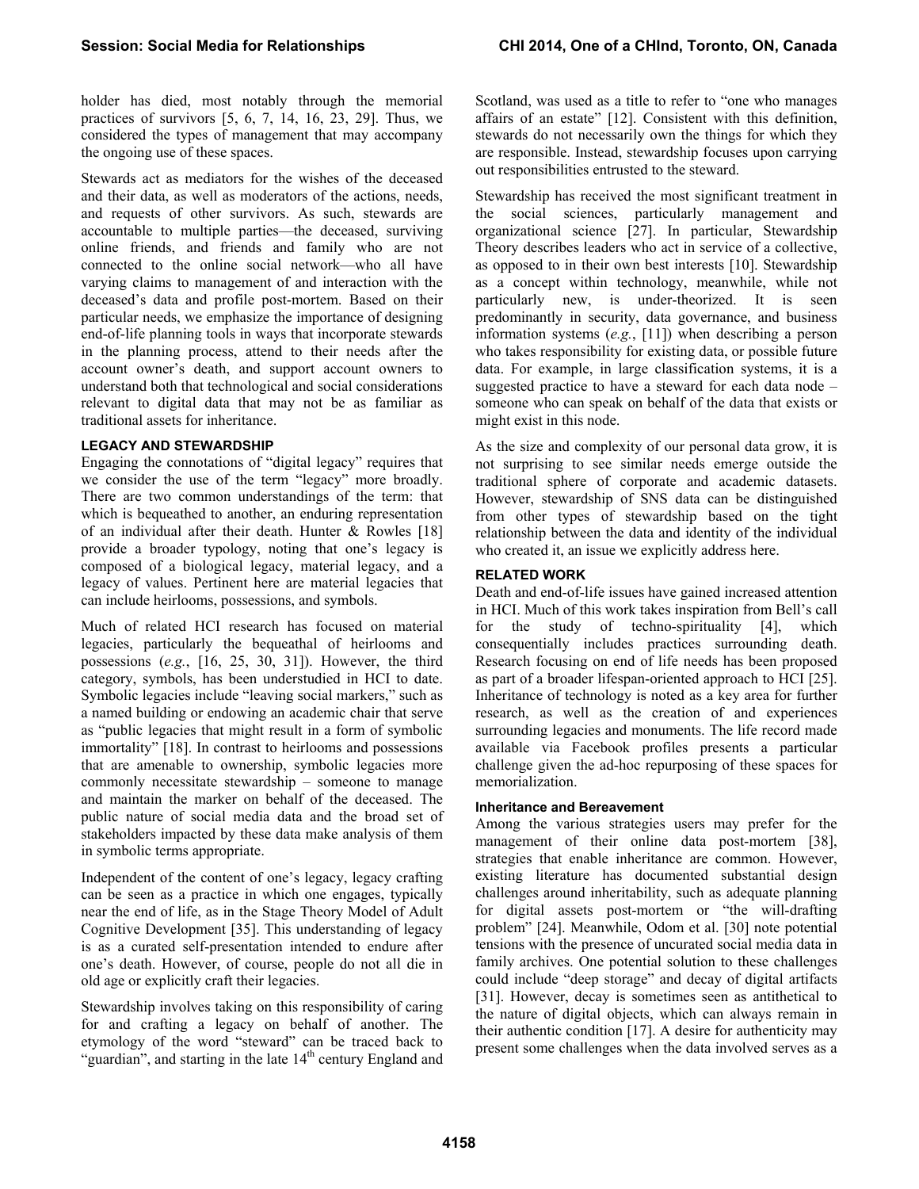holder has died, most notably through the memorial practices of survivors [5, 6, 7, 14, 16, 23, 29]. Thus, we considered the types of management that may accompany the ongoing use of these spaces.

Stewards act as mediators for the wishes of the deceased and their data, as well as moderators of the actions, needs, and requests of other survivors. As such, stewards are accountable to multiple parties—the deceased, surviving online friends, and friends and family who are not connected to the online social network—who all have varying claims to management of and interaction with the deceased's data and profile post-mortem. Based on their particular needs, we emphasize the importance of designing end-of-life planning tools in ways that incorporate stewards in the planning process, attend to their needs after the account owner's death, and support account owners to understand both that technological and social considerations relevant to digital data that may not be as familiar as traditional assets for inheritance.

## LEGACY AND STEWARDSHIP

Engaging the connotations of "digital legacy" requires that we consider the use of the term "legacy" more broadly. There are two common understandings of the term: that which is bequeathed to another, an enduring representation of an individual after their death. Hunter & Rowles [18] provide a broader typology, noting that one's legacy is composed of a biological legacy, material legacy, and a legacy of values. Pertinent here are material legacies that can include heirlooms, possessions, and symbols.

Much of related HCI research has focused on material legacies, particularly the bequeathal of heirlooms and possessions (*e.g.*, [16, 25, 30, 31]). However, the third category, symbols, has been understudied in HCI to date. Symbolic legacies include "leaving social markers," such as a named building or endowing an academic chair that serve as "public legacies that might result in a form of symbolic immortality" [18]. In contrast to heirlooms and possessions that are amenable to ownership, symbolic legacies more commonly necessitate stewardship – someone to manage and maintain the marker on behalf of the deceased. The public nature of social media data and the broad set of stakeholders impacted by these data make analysis of them in symbolic terms appropriate.

Independent of the content of one's legacy, legacy crafting can be seen as a practice in which one engages, typically near the end of life, as in the Stage Theory Model of Adult Cognitive Development [35]. This understanding of legacy is as a curated self-presentation intended to endure after one's death. However, of course, people do not all die in old age or explicitly craft their legacies.

Stewardship involves taking on this responsibility of caring for and crafting a legacy on behalf of another. The etymology of the word "steward" can be traced back to "guardian", and starting in the late 14th century England and Scotland, was used as a title to refer to "one who manages affairs of an estate" [12]. Consistent with this definition, stewards do not necessarily own the things for which they are responsible. Instead, stewardship focuses upon carrying out responsibilities entrusted to the steward.

Stewardship has received the most significant treatment in the social sciences, particularly management and organizational science [27]. In particular, Stewardship Theory describes leaders who act in service of a collective, as opposed to in their own best interests [10]. Stewardship as a concept within technology, meanwhile, while not particularly new, is under-theorized. It is seen predominantly in security, data governance, and business information systems (*e.g.*, [11]) when describing a person who takes responsibility for existing data, or possible future data. For example, in large classification systems, it is a suggested practice to have a steward for each data node – someone who can speak on behalf of the data that exists or might exist in this node.

As the size and complexity of our personal data grow, it is not surprising to see similar needs emerge outside the traditional sphere of corporate and academic datasets. However, stewardship of SNS data can be distinguished from other types of stewardship based on the tight relationship between the data and identity of the individual who created it, an issue we explicitly address here.

## RELATED WORK

Death and end-of-life issues have gained increased attention in HCI. Much of this work takes inspiration from Bell's call for the study of techno-spirituality [4], which consequentially includes practices surrounding death. Research focusing on end of life needs has been proposed as part of a broader lifespan-oriented approach to HCI [25]. Inheritance of technology is noted as a key area for further research, as well as the creation of and experiences surrounding legacies and monuments. The life record made available via Facebook profiles presents a particular challenge given the ad-hoc repurposing of these spaces for memorialization.

### Inheritance and Bereavement

Among the various strategies users may prefer for the management of their online data post-mortem [38], strategies that enable inheritance are common. However, existing literature has documented substantial design challenges around inheritability, such as adequate planning for digital assets post-mortem or "the will-drafting problem" [24]. Meanwhile, Odom et al. [30] note potential tensions with the presence of uncurated social media data in family archives. One potential solution to these challenges could include "deep storage" and decay of digital artifacts [31]. However, decay is sometimes seen as antithetical to the nature of digital objects, which can always remain in their authentic condition [17]. A desire for authenticity may present some challenges when the data involved serves as a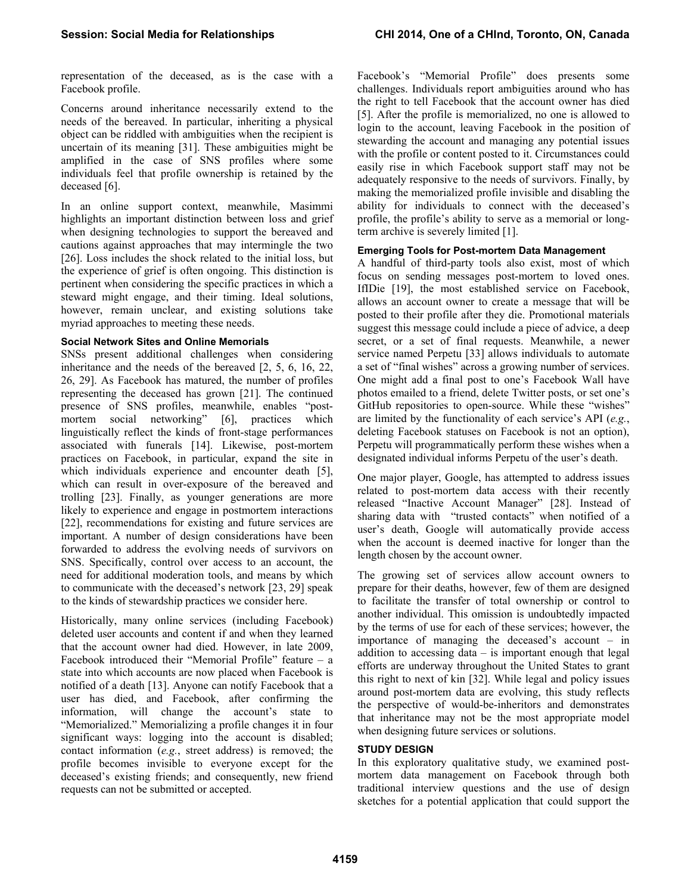representation of the deceased, as is the case with a Facebook profile.

Concerns around inheritance necessarily extend to the needs of the bereaved. In particular, inheriting a physical object can be riddled with ambiguities when the recipient is uncertain of its meaning [31]. These ambiguities might be amplified in the case of SNS profiles where some individuals feel that profile ownership is retained by the deceased [6].

In an online support context, meanwhile, Masimmi highlights an important distinction between loss and grief when designing technologies to support the bereaved and cautions against approaches that may intermingle the two [26]. Loss includes the shock related to the initial loss, but the experience of grief is often ongoing. This distinction is pertinent when considering the specific practices in which a steward might engage, and their timing. Ideal solutions, however, remain unclear, and existing solutions take myriad approaches to meeting these needs.

#### Social Network Sites and Online Memorials

SNSs present additional challenges when considering inheritance and the needs of the bereaved [2, 5, 6, 16, 22, 26, 29]. As Facebook has matured, the number of profiles representing the deceased has grown [21]. The continued presence of SNS profiles, meanwhile, enables "post-mortem social networking" [6], practices which linguistically reflect the kinds of front-stage performances associated with funerals [14]. Likewise, post-mortem practices on Facebook, in particular, expand the site in which individuals experience and encounter death [5], which can result in over-exposure of the bereaved and trolling [23]. Finally, as younger generations are more likely to experience and engage in postmortem interactions [22], recommendations for existing and future services are important. A number of design considerations have been forwarded to address the evolving needs of survivors on SNS. Specifically, control over access to an account, the need for additional moderation tools, and means by which to communicate with the deceased's network [23, 29] speak to the kinds of stewardship practices we consider here.

Historically, many online services (including Facebook) deleted user accounts and content if and when they learned that the account owner had died. However, in late 2009, Facebook introduced their "Memorial Profile" feature – a state into which accounts are now placed when Facebook is notified of a death [13]. Anyone can notify Facebook that a user has died, and Facebook, after confirming the information, will change the account's state to "Memorialized." Memorializing a profile changes it in four significant ways: logging into the account is disabled; contact information (*e.g.*, street address) is removed; the profile becomes invisible to everyone except for the deceased's existing friends; and consequently, new friend requests can not be submitted or accepted.

Facebook's "Memorial Profile" does presents some challenges. Individuals report ambiguities around who has the right to tell Facebook that the account owner has died [5]. After the profile is memorialized, no one is allowed to login to the account, leaving Facebook in the position of stewarding the account and managing any potential issues with the profile or content posted to it. Circumstances could easily rise in which Facebook support staff may not be adequately responsive to the needs of survivors. Finally, by making the memorialized profile invisible and disabling the ability for individuals to connect with the deceased's profile, the profile's ability to serve as a memorial or long-term archive is severely limited [1].

#### Emerging Tools for Post-mortem Data Management

A handful of third-party tools also exist, most of which focus on sending messages post-mortem to loved ones. IfIDie [19], the most established service on Facebook, allows an account owner to create a message that will be posted to their profile after they die. Promotional materials suggest this message could include a piece of advice, a deep secret, or a set of final requests. Meanwhile, a newer service named Perpetu [33] allows individuals to automate a set of "final wishes" across a growing number of services. One might add a final post to one's Facebook Wall have photos emailed to a friend, delete Twitter posts, or set one's GitHub repositories to open-source. While these "wishes" are limited by the functionality of each service's API (*e.g.*, deleting Facebook statuses on Facebook is not an option), Perpetu will programmatically perform these wishes when a designated individual informs Perpetu of the user's death.

One major player, Google, has attempted to address issues related to post-mortem data access with their recently released "Inactive Account Manager" [28]. Instead of sharing data with "trusted contacts" when notified of a user's death, Google will automatically provide access when the account is deemed inactive for longer than the length chosen by the account owner.

The growing set of services allow account owners to prepare for their deaths, however, few of them are designed to facilitate the transfer of total ownership or control to another individual. This omission is undoubtedly impacted by the terms of use for each of these services; however, the importance of managing the deceased's account – in addition to accessing data – is important enough that legal efforts are underway throughout the United States to grant this right to next of kin [32]. While legal and policy issues around post-mortem data are evolving, this study reflects the perspective of would-be-inheritors and demonstrates that inheritance may not be the most appropriate model when designing future services or solutions.

### STUDY DESIGN

In this exploratory qualitative study, we examined post-mortem data management on Facebook through both traditional interview questions and the use of design sketches for a potential application that could support the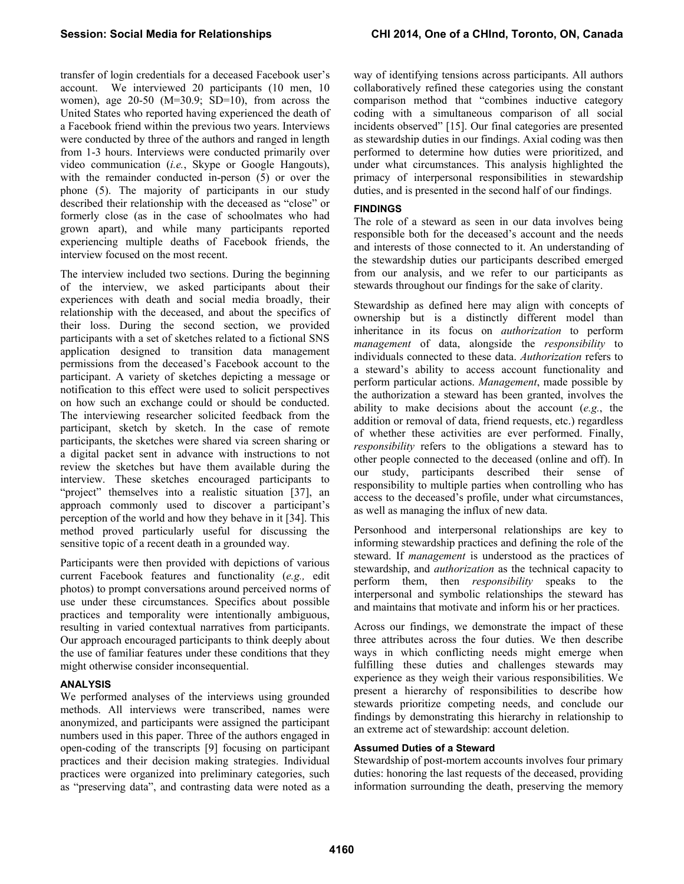transfer of login credentials for a deceased Facebook user's account. We interviewed 20 participants (10 men, 10 women), age 20-50 (M=30.9; SD=10), from across the United States who reported having experienced the death of a Facebook friend within the previous two years. Interviews were conducted by three of the authors and ranged in length from 1-3 hours. Interviews were conducted primarily over video communication (*i.e.*, Skype or Google Hangouts), with the remainder conducted in-person (5) or over the phone (5). The majority of participants in our study described their relationship with the deceased as "close" or formerly close (as in the case of schoolmates who had grown apart), and while many participants reported experiencing multiple deaths of Facebook friends, the interview focused on the most recent.

The interview included two sections. During the beginning of the interview, we asked participants about their experiences with death and social media broadly, their relationship with the deceased, and about the specifics of their loss. During the second section, we provided participants with a set of sketches related to a fictional SNS application designed to transition data management permissions from the deceased's Facebook account to the participant. A variety of sketches depicting a message or notification to this effect were used to solicit perspectives on how such an exchange could or should be conducted. The interviewing researcher solicited feedback from the participant, sketch by sketch. In the case of remote participants, the sketches were shared via screen sharing or a digital packet sent in advance with instructions to not review the sketches but have them available during the interview. These sketches encouraged participants to "project" themselves into a realistic situation [37], an approach commonly used to discover a participant's perception of the world and how they behave in it [34]. This method proved particularly useful for discussing the sensitive topic of a recent death in a grounded way.

Participants were then provided with depictions of various current Facebook features and functionality (*e.g.,* edit photos) to prompt conversations around perceived norms of use under these circumstances. Specifics about possible practices and temporality were intentionally ambiguous, resulting in varied contextual narratives from participants. Our approach encouraged participants to think deeply about the use of familiar features under these conditions that they might otherwise consider inconsequential.

## ANALYSIS

We performed analyses of the interviews using grounded methods. All interviews were transcribed, names were anonymized, and participants were assigned the participant numbers used in this paper. Three of the authors engaged in open-coding of the transcripts [9] focusing on participant practices and their decision making strategies. Individual practices were organized into preliminary categories, such as "preserving data", and contrasting data were noted as a way of identifying tensions across participants. All authors collaboratively refined these categories using the constant comparison method that "combines inductive category coding with a simultaneous comparison of all social incidents observed" [15]. Our final categories are presented as stewardship duties in our findings. Axial coding was then performed to determine how duties were prioritized, and under what circumstances. This analysis highlighted the primacy of interpersonal responsibilities in stewardship duties, and is presented in the second half of our findings.

## FINDINGS

The role of a steward as seen in our data involves being responsible both for the deceased's account and the needs and interests of those connected to it. An understanding of the stewardship duties our participants described emerged from our analysis, and we refer to our participants as stewards throughout our findings for the sake of clarity.

Stewardship as defined here may align with concepts of ownership but is a distinctly different model than inheritance in its focus on *authorization* to perform *management* of data, alongside the *responsibility* to individuals connected to these data. *Authorization* refers to a steward's ability to access account functionality and perform particular actions. *Management*, made possible by the authorization a steward has been granted, involves the ability to make decisions about the account (*e.g.*, the addition or removal of data, friend requests, etc.) regardless of whether these activities are ever performed. Finally, *responsibility* refers to the obligations a steward has to other people connected to the deceased (online and off). In our study, participants described their sense of responsibility to multiple parties when controlling who has access to the deceased's profile, under what circumstances, as well as managing the influx of new data.

Personhood and interpersonal relationships are key to informing stewardship practices and defining the role of the steward. If *management* is understood as the practices of stewardship, and *authorization* as the technical capacity to perform them, then *responsibility* speaks to the interpersonal and symbolic relationships the steward has and maintains that motivate and inform his or her practices.

Across our findings, we demonstrate the impact of these three attributes across the four duties. We then describe ways in which conflicting needs might emerge when fulfilling these duties and challenges stewards may experience as they weigh their various responsibilities. We present a hierarchy of responsibilities to describe how stewards prioritize competing needs, and conclude our findings by demonstrating this hierarchy in relationship to an extreme act of stewardship: account deletion.

### Assumed Duties of a Steward

Stewardship of post-mortem accounts involves four primary duties: honoring the last requests of the deceased, providing information surrounding the death, preserving the memory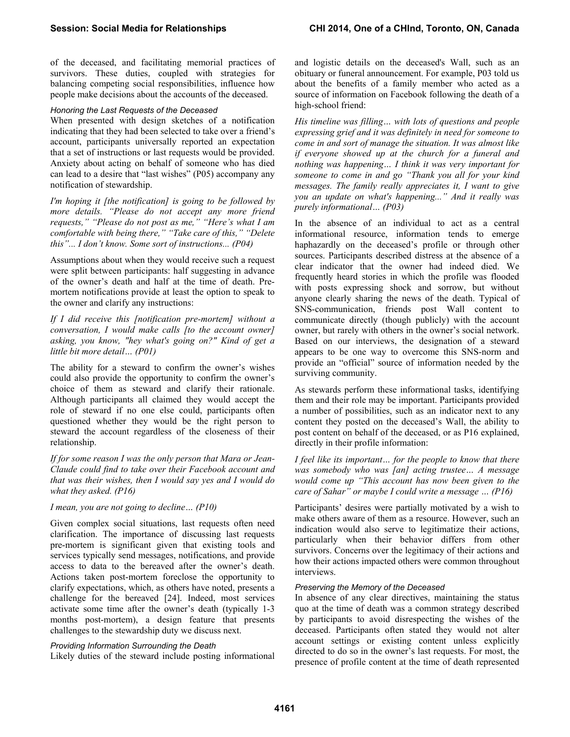of the deceased, and facilitating memorial practices of survivors. These duties, coupled with strategies for balancing competing social responsibilities, influence how people make decisions about the accounts of the deceased.

### *Honoring the Last Requests of the Deceased*

When presented with design sketches of a notification indicating that they had been selected to take over a friend's account, participants universally reported an expectation that a set of instructions or last requests would be provided. Anxiety about acting on behalf of someone who has died can lead to a desire that "last wishes" (P05) accompany any notification of stewardship.

*I'm hoping it [the notification] is going to be followed by more details. "Please do not accept any more friend requests," "Please do not post as me," "Here's what I am comfortable with being there," "Take care of this," "Delete this"... I don't know. Some sort of instructions... (P04)*

Assumptions about when they would receive such a request were split between participants: half suggesting in advance of the owner's death and half at the time of death. Pre-mortem notifications provide at least the option to speak to the owner and clarify any instructions:

*If I did receive this [notification pre-mortem] without a conversation, I would make calls [to the account owner] asking, you know, "hey what's going on?" Kind of get a little bit more detail… (P01)*

The ability for a steward to confirm the owner's wishes could also provide the opportunity to confirm the owner's choice of them as steward and clarify their rationale. Although participants all claimed they would accept the role of steward if no one else could, participants often questioned whether they would be the right person to steward the account regardless of the closeness of their relationship.

*If for some reason I was the only person that Mara or Jean-Claude could find to take over their Facebook account and that was their wishes, then I would say yes and I would do what they asked. (P16)*

*I mean, you are not going to decline… (P10)*

Given complex social situations, last requests often need clarification. The importance of discussing last requests pre-mortem is significant given that existing tools and services typically send messages, notifications, and provide access to data to the bereaved after the owner's death. Actions taken post-mortem foreclose the opportunity to clarify expectations, which, as others have noted, presents a challenge for the bereaved [24]. Indeed, most services activate some time after the owner's death (typically 1-3 months post-mortem), a design feature that presents challenges to the stewardship duty we discuss next.

### *Providing Information Surrounding the Death*

Likely duties of the steward include posting informational and logistic details on the deceased's Wall, such as an obituary or funeral announcement. For example, P03 told us about the benefits of a family member who acted as a source of information on Facebook following the death of a high-school friend:

*His timeline was filling… with lots of questions and people expressing grief and it was definitely in need for someone to come in and sort of manage the situation. It was almost like if everyone showed up at the church for a funeral and nothing was happening… I think it was very important for someone to come in and go "Thank you all for your kind messages. The family really appreciates it, I want to give you an update on what's happening..." And it really was purely informational… (P03)*

In the absence of an individual to act as a central informational resource, information tends to emerge haphazardly on the deceased's profile or through other sources. Participants described distress at the absence of a clear indicator that the owner had indeed died. We frequently heard stories in which the profile was flooded with posts expressing shock and sorrow, but without anyone clearly sharing the news of the death. Typical of SNS-communication, friends post Wall content to communicate directly (though publicly) with the account owner, but rarely with others in the owner's social network. Based on our interviews, the designation of a steward appears to be one way to overcome this SNS-norm and provide an "official" source of information needed by the surviving community.

As stewards perform these informational tasks, identifying them and their role may be important. Participants provided a number of possibilities, such as an indicator next to any content they posted on the deceased's Wall, the ability to post content on behalf of the deceased, or as P16 explained, directly in their profile information:

*I feel like its important… for the people to know that there was somebody who was [an] acting trustee… A message would come up "This account has now been given to the care of Sahar" or maybe I could write a message … (P16)*

Participants' desires were partially motivated by a wish to make others aware of them as a resource. However, such an indication would also serve to legitimize their actions, particularly when their behavior differs from other survivors. Concerns over the legitimacy of their actions and how their actions impacted others were common throughout interviews.

### *Preserving the Memory of the Deceased*

In absence of any clear directives, maintaining the status quo at the time of death was a common strategy described by participants to avoid disrespecting the wishes of the deceased. Participants often stated they would not alter account settings or existing content unless explicitly directed to do so in the owner's last requests. For most, the presence of profile content at the time of death represented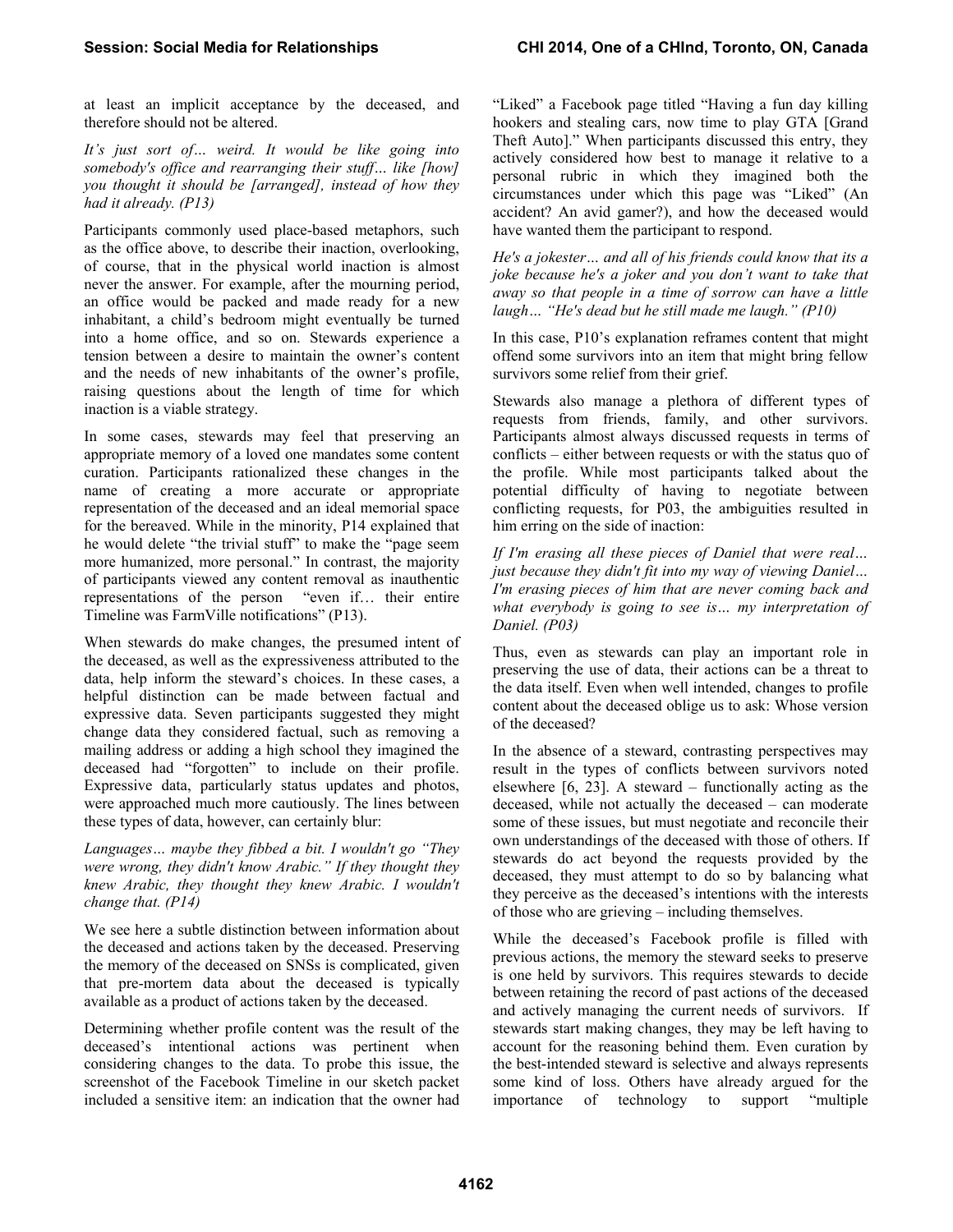at least an implicit acceptance by the deceased, and therefore should not be altered.

*It's just sort of… weird. It would be like going into somebody's office and rearranging their stuff... like [how] you thought it should be [arranged], instead of how they had it already. (P13)*

Participants commonly used place-based metaphors, such as the office above, to describe their inaction, overlooking, of course, that in the physical world inaction is almost never the answer. For example, after the mourning period, an office would be packed and made ready for a new inhabitant, a child's bedroom might eventually be turned into a home office, and so on. Stewards experience a tension between a desire to maintain the owner's content and the needs of new inhabitants of the owner's profile, raising questions about the length of time for which inaction is a viable strategy.

In some cases, stewards may feel that preserving an appropriate memory of a loved one mandates some content curation. Participants rationalized these changes in the name of creating a more accurate or appropriate representation of the deceased and an ideal memorial space for the bereaved. While in the minority, P14 explained that he would delete "the trivial stuff" to make the "page seem more humanized, more personal." In contrast, the majority of participants viewed any content removal as inauthentic representations of the person "even if… their entire Timeline was FarmVille notifications" (P13).

When stewards do make changes, the presumed intent of the deceased, as well as the expressiveness attributed to the data, help inform the steward's choices. In these cases, a helpful distinction can be made between factual and expressive data. Seven participants suggested they might change data they considered factual, such as removing a mailing address or adding a high school they imagined the deceased had "forgotten" to include on their profile. Expressive data, particularly status updates and photos, were approached much more cautiously. The lines between these types of data, however, can certainly blur:

*Languages… maybe they fibbed a bit. I wouldn't go "They were wrong, they didn't know Arabic." If they thought they knew Arabic, they thought they knew Arabic. I wouldn't change that. (P14)*

We see here a subtle distinction between information about the deceased and actions taken by the deceased. Preserving the memory of the deceased on SNSs is complicated, given that pre-mortem data about the deceased is typically available as a product of actions taken by the deceased.

Determining whether profile content was the result of the deceased's intentional actions was pertinent when considering changes to the data. To probe this issue, the screenshot of the Facebook Timeline in our sketch packet included a sensitive item: an indication that the owner had "Liked" a Facebook page titled "Having a fun day killing hookers and stealing cars, now time to play GTA [Grand Theft Auto]." When participants discussed this entry, they actively considered how best to manage it relative to a personal rubric in which they imagined both the circumstances under which this page was "Liked" (An accident? An avid gamer?), and how the deceased would have wanted them the participant to respond.

*He's a jokester… and all of his friends could know that its a joke because he's a joker and you don't want to take that away so that people in a time of sorrow can have a little laugh… "He's dead but he still made me laugh." (P10)*

In this case, P10's explanation reframes content that might offend some survivors into an item that might bring fellow survivors some relief from their grief.

Stewards also manage a plethora of different types of requests from friends, family, and other survivors. Participants almost always discussed requests in terms of conflicts – either between requests or with the status quo of the profile. While most participants talked about the potential difficulty of having to negotiate between conflicting requests, for P03, the ambiguities resulted in him erring on the side of inaction:

*If I'm erasing all these pieces of Daniel that were real… just because they didn't fit into my way of viewing Daniel… I'm erasing pieces of him that are never coming back and what everybody is going to see is… my interpretation of Daniel. (P03)*

Thus, even as stewards can play an important role in preserving the use of data, their actions can be a threat to the data itself. Even when well intended, changes to profile content about the deceased oblige us to ask: Whose version of the deceased?

In the absence of a steward, contrasting perspectives may result in the types of conflicts between survivors noted elsewhere [6, 23]. A steward – functionally acting as the deceased, while not actually the deceased – can moderate some of these issues, but must negotiate and reconcile their own understandings of the deceased with those of others. If stewards do act beyond the requests provided by the deceased, they must attempt to do so by balancing what they perceive as the deceased's intentions with the interests of those who are grieving – including themselves.

While the deceased's Facebook profile is filled with previous actions, the memory the steward seeks to preserve is one held by survivors. This requires stewards to decide between retaining the record of past actions of the deceased and actively managing the current needs of survivors. If stewards start making changes, they may be left having to account for the reasoning behind them. Even curation by the best-intended steward is selective and always represents some kind of loss. Others have already argued for the importance of technology to support "multiple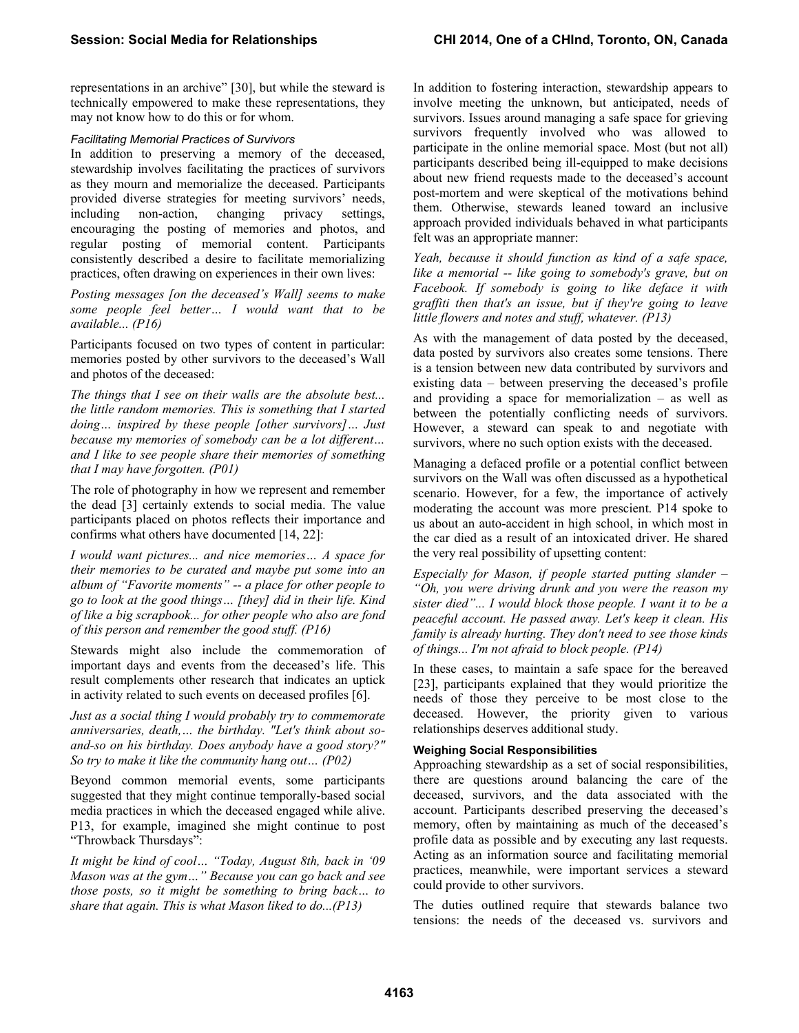representations in an archive" [30], but while the steward is technically empowered to make these representations, they may not know how to do this or for whom.

### *Facilitating Memorial Practices of Survivors*

In addition to preserving a memory of the deceased, stewardship involves facilitating the practices of survivors as they mourn and memorialize the deceased. Participants provided diverse strategies for meeting survivors' needs, including non-action, changing privacy settings, encouraging the posting of memories and photos, and regular posting of memorial content. Participants consistently described a desire to facilitate memorializing practices, often drawing on experiences in their own lives:

*Posting messages [on the deceased's Wall] seems to make some people feel better… I would want that to be available... (P16)*

Participants focused on two types of content in particular: memories posted by other survivors to the deceased's Wall and photos of the deceased:

*The things that I see on their walls are the absolute best... the little random memories. This is something that I started doing… inspired by these people [other survivors]… Just because my memories of somebody can be a lot different… and I like to see people share their memories of something that I may have forgotten. (P01)*

The role of photography in how we represent and remember the dead [3] certainly extends to social media. The value participants placed on photos reflects their importance and confirms what others have documented [14, 22]:

*I would want pictures... and nice memories… A space for their memories to be curated and maybe put some into an album of "Favorite moments" -- a place for other people to go to look at the good things… [they] did in their life. Kind of like a big scrapbook... for other people who also are fond of this person and remember the good stuff. (P16)*

Stewards might also include the commemoration of important days and events from the deceased's life. This result complements other research that indicates an uptick in activity related to such events on deceased profiles [6].

*Just as a social thing I would probably try to commemorate anniversaries, death,… the birthday. "Let's think about so-and-so on his birthday. Does anybody have a good story?" So try to make it like the community hang out… (P02)*

Beyond common memorial events, some participants suggested that they might continue temporally-based social media practices in which the deceased engaged while alive. P13, for example, imagined she might continue to post "Throwback Thursdays":

*It might be kind of cool… "Today, August 8th, back in '09 Mason was at the gym…" Because you can go back and see those posts, so it might be something to bring back… to share that again. This is what Mason liked to do...(P13)*

In addition to fostering interaction, stewardship appears to involve meeting the unknown, but anticipated, needs of survivors. Issues around managing a safe space for grieving survivors frequently involved who was allowed to participate in the online memorial space. Most (but not all) participants described being ill-equipped to make decisions about new friend requests made to the deceased's account post-mortem and were skeptical of the motivations behind them. Otherwise, stewards leaned toward an inclusive approach provided individuals behaved in what participants felt was an appropriate manner:

*Yeah, because it should function as kind of a safe space, like a memorial -- like going to somebody's grave, but on Facebook. If somebody is going to like deface it with graffiti then that's an issue, but if they're going to leave little flowers and notes and stuff, whatever. (P13)*

As with the management of data posted by the deceased, data posted by survivors also creates some tensions. There is a tension between new data contributed by survivors and existing data – between preserving the deceased's profile and providing a space for memorialization – as well as between the potentially conflicting needs of survivors. However, a steward can speak to and negotiate with survivors, where no such option exists with the deceased.

Managing a defaced profile or a potential conflict between survivors on the Wall was often discussed as a hypothetical scenario. However, for a few, the importance of actively moderating the account was more prescient. P14 spoke to us about an auto-accident in high school, in which most in the car died as a result of an intoxicated driver. He shared the very real possibility of upsetting content:

*Especially for Mason, if people started putting slander – "Oh, you were driving drunk and you were the reason my sister died"... I would block those people. I want it to be a peaceful account. He passed away. Let's keep it clean. His family is already hurting. They don't need to see those kinds of things... I'm not afraid to block people. (P14)*

In these cases, to maintain a safe space for the bereaved [23], participants explained that they would prioritize the needs of those they perceive to be most close to the deceased. However, the priority given to various relationships deserves additional study.

### **Weighing Social Responsibilities**

Approaching stewardship as a set of social responsibilities, there are questions around balancing the care of the deceased, survivors, and the data associated with the account. Participants described preserving the deceased's memory, often by maintaining as much of the deceased's profile data as possible and by executing any last requests. Acting as an information source and facilitating memorial practices, meanwhile, were important services a steward could provide to other survivors.

The duties outlined require that stewards balance two tensions: the needs of the deceased vs. survivors and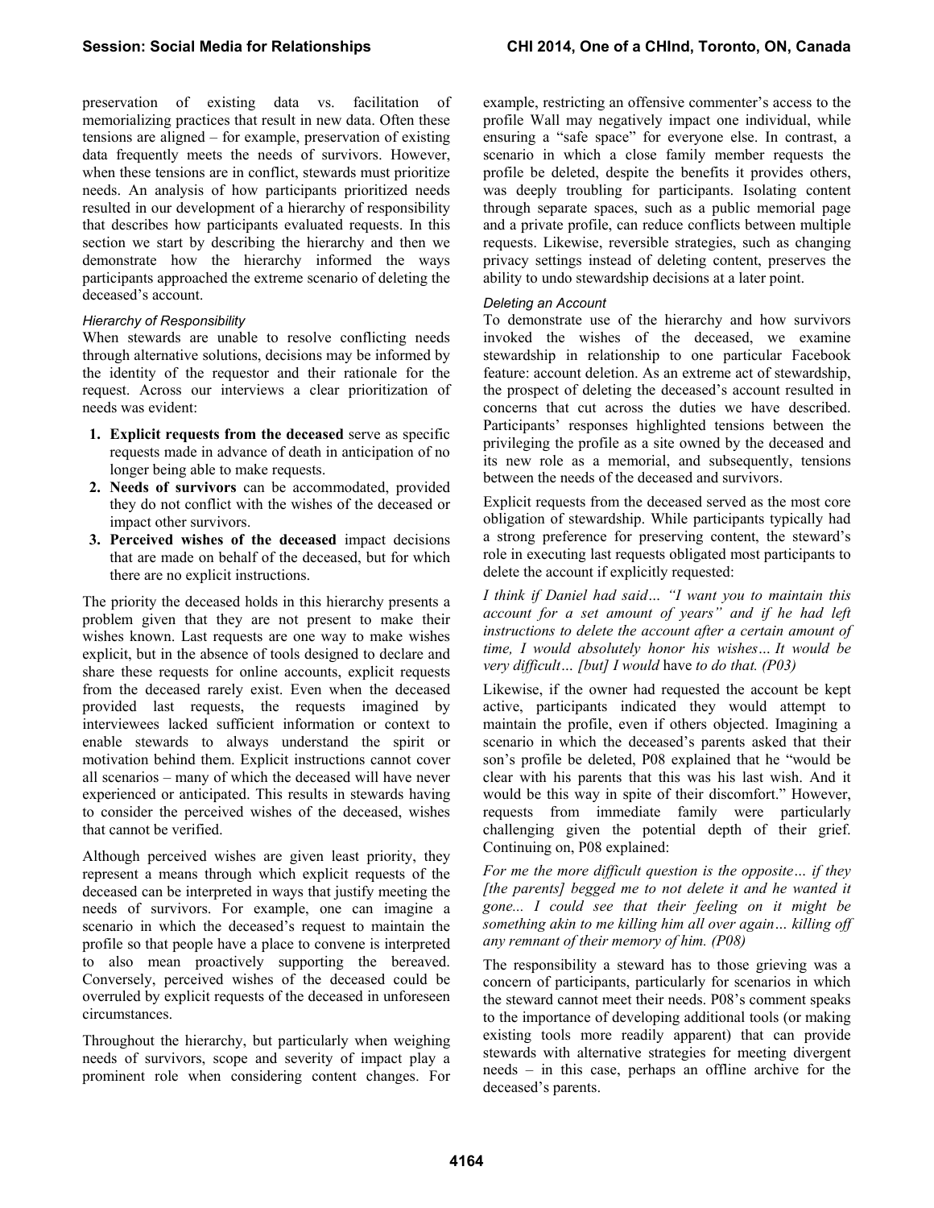preservation of existing data vs. facilitation of memorializing practices that result in new data. Often these tensions are aligned – for example, preservation of existing data frequently meets the needs of survivors. However, when these tensions are in conflict, stewards must prioritize needs. An analysis of how participants prioritized needs resulted in our development of a hierarchy of responsibility that describes how participants evaluated requests. In this section we start by describing the hierarchy and then we demonstrate how the hierarchy informed the ways participants approached the extreme scenario of deleting the deceased's account.

### *Hierarchy of Responsibility*

When stewards are unable to resolve conflicting needs through alternative solutions, decisions may be informed by the identity of the requestor and their rationale for the request. Across our interviews a clear prioritization of needs was evident:

1. **Explicit requests from the deceased** serve as specific requests made in advance of death in anticipation of no longer being able to make requests.
2. **Needs of survivors** can be accommodated, provided they do not conflict with the wishes of the deceased or impact other survivors.
3. **Perceived wishes of the deceased** impact decisions that are made on behalf of the deceased, but for which there are no explicit instructions.

The priority the deceased holds in this hierarchy presents a problem given that they are not present to make their wishes known. Last requests are one way to make wishes explicit, but in the absence of tools designed to declare and share these requests for online accounts, explicit requests from the deceased rarely exist. Even when the deceased provided last requests, the requests imagined by interviewees lacked sufficient information or context to enable stewards to always understand the spirit or motivation behind them. Explicit instructions cannot cover all scenarios – many of which the deceased will have never experienced or anticipated. This results in stewards having to consider the perceived wishes of the deceased, wishes that cannot be verified.

Although perceived wishes are given least priority, they represent a means through which explicit requests of the deceased can be interpreted in ways that justify meeting the needs of survivors. For example, one can imagine a scenario in which the deceased's request to maintain the profile so that people have a place to convene is interpreted to also mean proactively supporting the bereaved. Conversely, perceived wishes of the deceased could be overruled by explicit requests of the deceased in unforeseen circumstances.

Throughout the hierarchy, but particularly when weighing needs of survivors, scope and severity of impact play a prominent role when considering content changes. For example, restricting an offensive commenter's access to the profile Wall may negatively impact one individual, while ensuring a "safe space" for everyone else. In contrast, a scenario in which a close family member requests the profile be deleted, despite the benefits it provides others, was deeply troubling for participants. Isolating content through separate spaces, such as a public memorial page and a private profile, can reduce conflicts between multiple requests. Likewise, reversible strategies, such as changing privacy settings instead of deleting content, preserves the ability to undo stewardship decisions at a later point.

### *Deleting an Account*

To demonstrate use of the hierarchy and how survivors invoked the wishes of the deceased, we examine stewardship in relationship to one particular Facebook feature: account deletion. As an extreme act of stewardship, the prospect of deleting the deceased's account resulted in concerns that cut across the duties we have described. Participants' responses highlighted tensions between the privileging the profile as a site owned by the deceased and its new role as a memorial, and subsequently, tensions between the needs of the deceased and survivors.

Explicit requests from the deceased served as the most core obligation of stewardship. While participants typically had a strong preference for preserving content, the steward's role in executing last requests obligated most participants to delete the account if explicitly requested:

*I think if Daniel had said… "I want you to maintain this account for a set amount of years" and if he had left instructions to delete the account after a certain amount of time, I would absolutely honor his wishes… It would be very difficult… [but] I would* have *to do that. (P03)*

Likewise, if the owner had requested the account be kept active, participants indicated they would attempt to maintain the profile, even if others objected. Imagining a scenario in which the deceased's parents asked that their son's profile be deleted, P08 explained that he "would be clear with his parents that this was his last wish. And it would be this way in spite of their discomfort." However, requests from immediate family were particularly challenging given the potential depth of their grief. Continuing on, P08 explained:

*For me the more difficult question is the opposite… if they [the parents] begged me to not delete it and he wanted it gone... I could see that their feeling on it might be something akin to me killing him all over again… killing off any remnant of their memory of him. (P08)*

The responsibility a steward has to those grieving was a concern of participants, particularly for scenarios in which the steward cannot meet their needs. P08's comment speaks to the importance of developing additional tools (or making existing tools more readily apparent) that can provide stewards with alternative strategies for meeting divergent needs – in this case, perhaps an offline archive for the deceased's parents.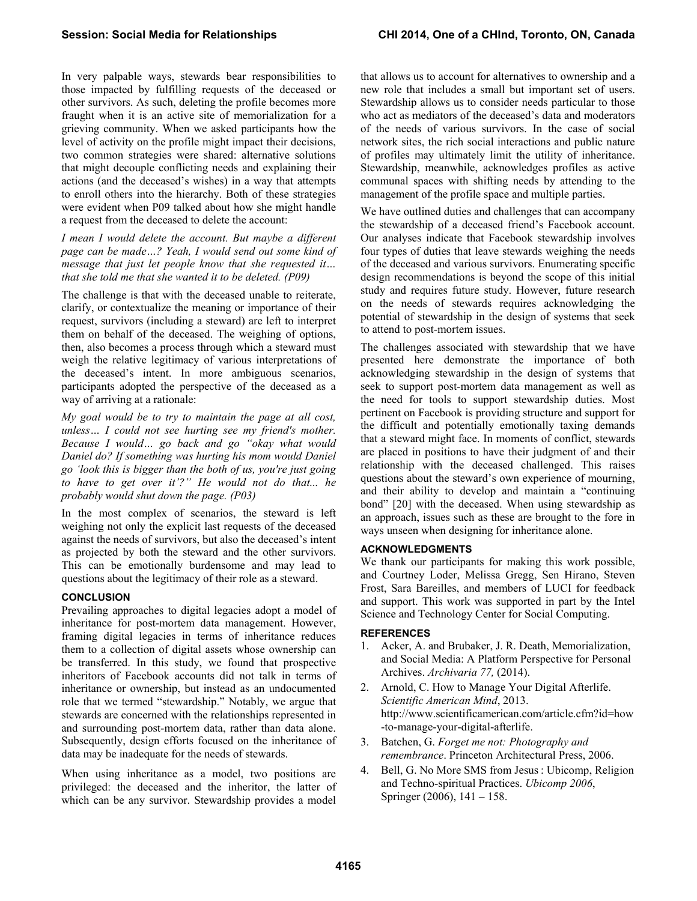In very palpable ways, stewards bear responsibilities to those impacted by fulfilling requests of the deceased or other survivors. As such, deleting the profile becomes more fraught when it is an active site of memorialization for a grieving community. When we asked participants how the level of activity on the profile might impact their decisions, two common strategies were shared: alternative solutions that might decouple conflicting needs and explaining their actions (and the deceased's wishes) in a way that attempts to enroll others into the hierarchy. Both of these strategies were evident when P09 talked about how she might handle a request from the deceased to delete the account:

*I mean I would delete the account. But maybe a different page can be made…? Yeah, I would send out some kind of message that just let people know that she requested it… that she told me that she wanted it to be deleted. (P09)*

The challenge is that with the deceased unable to reiterate, clarify, or contextualize the meaning or importance of their request, survivors (including a steward) are left to interpret them on behalf of the deceased. The weighing of options, then, also becomes a process through which a steward must weigh the relative legitimacy of various interpretations of the deceased's intent. In more ambiguous scenarios, participants adopted the perspective of the deceased as a way of arriving at a rationale:

*My goal would be to try to maintain the page at all cost, unless… I could not see hurting see my friend's mother. Because I would… go back and go "okay what would Daniel do? If something was hurting his mom would Daniel go 'look this is bigger than the both of us, you're just going to have to get over it'?" He would not do that... he probably would shut down the page. (P03)*

In the most complex of scenarios, the steward is left weighing not only the explicit last requests of the deceased against the needs of survivors, but also the deceased's intent as projected by both the steward and the other survivors. This can be emotionally burdensome and may lead to questions about the legitimacy of their role as a steward.

## CONCLUSION

Prevailing approaches to digital legacies adopt a model of inheritance for post-mortem data management. However, framing digital legacies in terms of inheritance reduces them to a collection of digital assets whose ownership can be transferred. In this study, we found that prospective inheritors of Facebook accounts did not talk in terms of inheritance or ownership, but instead as an undocumented role that we termed "stewardship." Notably, we argue that stewards are concerned with the relationships represented in and surrounding post-mortem data, rather than data alone. Subsequently, design efforts focused on the inheritance of data may be inadequate for the needs of stewards.

When using inheritance as a model, two positions are privileged: the deceased and the inheritor, the latter of which can be any survivor. Stewardship provides a model that allows us to account for alternatives to ownership and a new role that includes a small but important set of users. Stewardship allows us to consider needs particular to those who act as mediators of the deceased's data and moderators of the needs of various survivors. In the case of social network sites, the rich social interactions and public nature of profiles may ultimately limit the utility of inheritance. Stewardship, meanwhile, acknowledges profiles as active communal spaces with shifting needs by attending to the management of the profile space and multiple parties.

We have outlined duties and challenges that can accompany the stewardship of a deceased friend's Facebook account. Our analyses indicate that Facebook stewardship involves four types of duties that leave stewards weighing the needs of the deceased and various survivors. Enumerating specific design recommendations is beyond the scope of this initial study and requires future study. However, future research on the needs of stewards requires acknowledging the potential of stewardship in the design of systems that seek to attend to post-mortem issues.

The challenges associated with stewardship that we have presented here demonstrate the importance of both acknowledging stewardship in the design of systems that seek to support post-mortem data management as well as the need for tools to support stewardship duties. Most pertinent on Facebook is providing structure and support for the difficult and potentially emotionally taxing demands that a steward might face. In moments of conflict, stewards are placed in positions to have their judgment of and their relationship with the deceased challenged. This raises questions about the steward's own experience of mourning, and their ability to develop and maintain a "continuing bond" [20] with the deceased. When using stewardship as an approach, issues such as these are brought to the fore in ways unseen when designing for inheritance alone.

## ACKNOWLEDGMENTS

We thank our participants for making this work possible, and Courtney Loder, Melissa Gregg, Sen Hirano, Steven Frost, Sara Bareilles, and members of LUCI for feedback and support. This work was supported in part by the Intel Science and Technology Center for Social Computing.

## REFERENCES

1. Acker, A. and Brubaker, J. R. Death, Memorialization, and Social Media: A Platform Perspective for Personal Archives. *Archivaria 77,* (2014).
2. Arnold, C. How to Manage Your Digital Afterlife. *Scientific American Mind*, 2013. http://www.scientificamerican.com/article.cfm?id=how-to-manage-your-digital-afterlife.
3. Batchen, G. *Forget me not: Photography and remembrance*. Princeton Architectural Press, 2006.
4. Bell, G. No More SMS from Jesus : Ubicomp, Religion and Techno-spiritual Practices. *Ubicomp 2006*, Springer (2006), 141 – 158.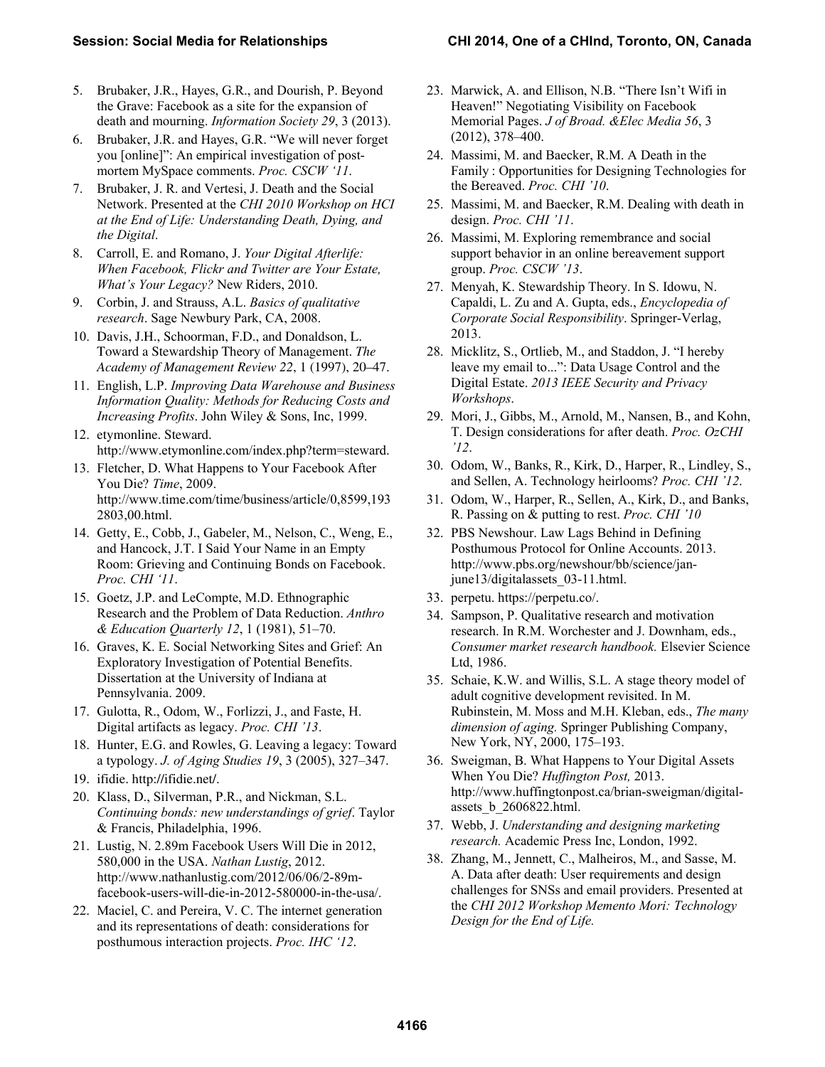5. Brubaker, J.R., Hayes, G.R., and Dourish, P. Beyond the Grave: Facebook as a site for the expansion of death and mourning. *Information Society 29*, 3 (2013).
6. Brubaker, J.R. and Hayes, G.R. "We will never forget you [online]": An empirical investigation of post-mortem MySpace comments. *Proc. CSCW '11*.
7. Brubaker, J. R. and Vertesi, J. Death and the Social Network. Presented at the *CHI 2010 Workshop on HCI at the End of Life: Understanding Death, Dying, and the Digital*.
8. Carroll, E. and Romano, J. *Your Digital Afterlife: When Facebook, Flickr and Twitter are Your Estate, What's Your Legacy?* New Riders, 2010.
9. Corbin, J. and Strauss, A.L. *Basics of qualitative research*. Sage Newbury Park, CA, 2008.
10. Davis, J.H., Schoorman, F.D., and Donaldson, L. Toward a Stewardship Theory of Management. *The Academy of Management Review 22*, 1 (1997), 20–47.
11. English, L.P. *Improving Data Warehouse and Business Information Quality: Methods for Reducing Costs and Increasing Profits*. John Wiley & Sons, Inc, 1999.
12. etymonline. Steward. http://www.etymonline.com/index.php?term=steward.
13. Fletcher, D. What Happens to Your Facebook After You Die? *Time*, 2009. http://www.time.com/time/business/article/0,8599,1932803,00.html.
14. Getty, E., Cobb, J., Gabeler, M., Nelson, C., Weng, E., and Hancock, J.T. I Said Your Name in an Empty Room: Grieving and Continuing Bonds on Facebook. *Proc. CHI '11*.
15. Goetz, J.P. and LeCompte, M.D. Ethnographic Research and the Problem of Data Reduction. *Anthro & Education Quarterly 12*, 1 (1981), 51–70.
16. Graves, K. E. Social Networking Sites and Grief: An Exploratory Investigation of Potential Benefits. Dissertation at the University of Indiana at Pennsylvania. 2009.
17. Gulotta, R., Odom, W., Forlizzi, J., and Faste, H. Digital artifacts as legacy. *Proc. CHI '13*.
18. Hunter, E.G. and Rowles, G. Leaving a legacy: Toward a typology. *J. of Aging Studies 19*, 3 (2005), 327–347.
19. ifidie. http://ifidie.net/.
20. Klass, D., Silverman, P.R., and Nickman, S.L. *Continuing bonds: new understandings of grief*. Taylor & Francis, Philadelphia, 1996.
21. Lustig, N. 2.89m Facebook Users Will Die in 2012, 580,000 in the USA. *Nathan Lustig*, 2012. http://www.nathanlustig.com/2012/06/06/2-89m-facebook-users-will-die-in-2012-580000-in-the-usa/.
22. Maciel, C. and Pereira, V. C. The internet generation and its representations of death: considerations for posthumous interaction projects. *Proc. IHC '12*.
23. Marwick, A. and Ellison, N.B. "There Isn't Wifi in Heaven!" Negotiating Visibility on Facebook Memorial Pages. *J of Broad. &Elec Media 56*, 3 (2012), 378–400.
24. Massimi, M. and Baecker, R.M. A Death in the Family : Opportunities for Designing Technologies for the Bereaved. *Proc. CHI '10*.
25. Massimi, M. and Baecker, R.M. Dealing with death in design. *Proc. CHI '11*.
26. Massimi, M. Exploring remembrance and social support behavior in an online bereavement support group. *Proc. CSCW '13*.
27. Menyah, K. Stewardship Theory. In S. Idowu, N. Capaldi, L. Zu and A. Gupta, eds., *Encyclopedia of Corporate Social Responsibility*. Springer-Verlag, 2013.
28. Micklitz, S., Ortlieb, M., and Staddon, J. "I hereby leave my email to...": Data Usage Control and the Digital Estate. *2013 IEEE Security and Privacy Workshops*.
29. Mori, J., Gibbs, M., Arnold, M., Nansen, B., and Kohn, T. Design considerations for after death. *Proc. OzCHI '12*.
30. Odom, W., Banks, R., Kirk, D., Harper, R., Lindley, S., and Sellen, A. Technology heirlooms? *Proc. CHI '12*.
31. Odom, W., Harper, R., Sellen, A., Kirk, D., and Banks, R. Passing on & putting to rest. *Proc. CHI '10*
32. PBS Newshour. Law Lags Behind in Defining Posthumous Protocol for Online Accounts. 2013. http://www.pbs.org/newshour/bb/science/jan-june13/digitalassets_03-11.html.
33. perpetu. https://perpetu.co/.
34. Sampson, P. Qualitative research and motivation research. In R.M. Worchester and J. Downham, eds., *Consumer market research handbook.* Elsevier Science Ltd, 1986.
35. Schaie, K.W. and Willis, S.L. A stage theory model of adult cognitive development revisited. In M. Rubinstein, M. Moss and M.H. Kleban, eds., *The many dimension of aging.* Springer Publishing Company, New York, NY, 2000, 175–193.
36. Sweigman, B. What Happens to Your Digital Assets When You Die? *Huffington Post,* 2013. http://www.huffingtonpost.ca/brian-sweigman/digital-assets_b_2606822.html.
37. Webb, J. *Understanding and designing marketing research.* Academic Press Inc, London, 1992.
38. Zhang, M., Jennett, C., Malheiros, M., and Sasse, M. A. Data after death: User requirements and design challenges for SNSs and email providers. Presented at the *CHI 2012 Workshop Memento Mori: Technology Design for the End of Life.*